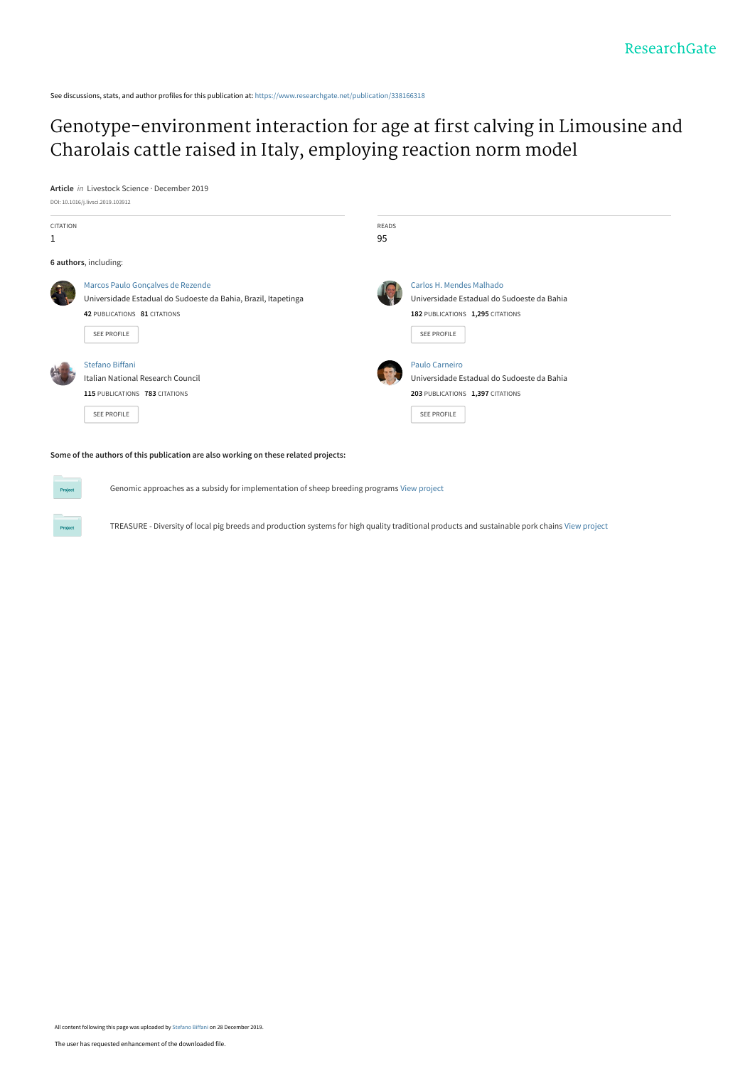See discussions, stats, and author profiles for this publication at: https://www.researchgate.net/publication/338166318

# Genotype-environment interaction for age at first calving in Limousine and Charolais cattle raised in Italy, employing reaction norm model

**Article** *in* Livestock Science · December 2019

DOI: 10.1016/j.livsci.2019.103912

| CITATION | READS |
| --- | --- |
| 1 | 95 |

**6 authors**, including:

Marcos Paulo Gonçalves de Rezende
Universidade Estadual do Sudoeste da Bahia, Brazil, Itapetinga
**42** PUBLICATIONS **81** CITATIONS

SEE PROFILE

Carlos H. Mendes Malhado
Universidade Estadual do Sudoeste da Bahia
**182** PUBLICATIONS **1,295** CITATIONS

SEE PROFILE

Stefano Biffani
Italian National Research Council
**115** PUBLICATIONS **783** CITATIONS

SEE PROFILE

Paulo Carneiro
Universidade Estadual do Sudoeste da Bahia
**203** PUBLICATIONS **1,397** CITATIONS

SEE PROFILE

**Some of the authors of this publication are also working on these related projects:**

Project: Genomic approaches as a subsidy for implementation of sheep breeding programs View project

Project: TREASURE - Diversity of local pig breeds and production systems for high quality traditional products and sustainable pork chains View project

All content following this page was uploaded by Stefano Biffani on 28 December 2019.

The user has requested enhancement of the downloaded file.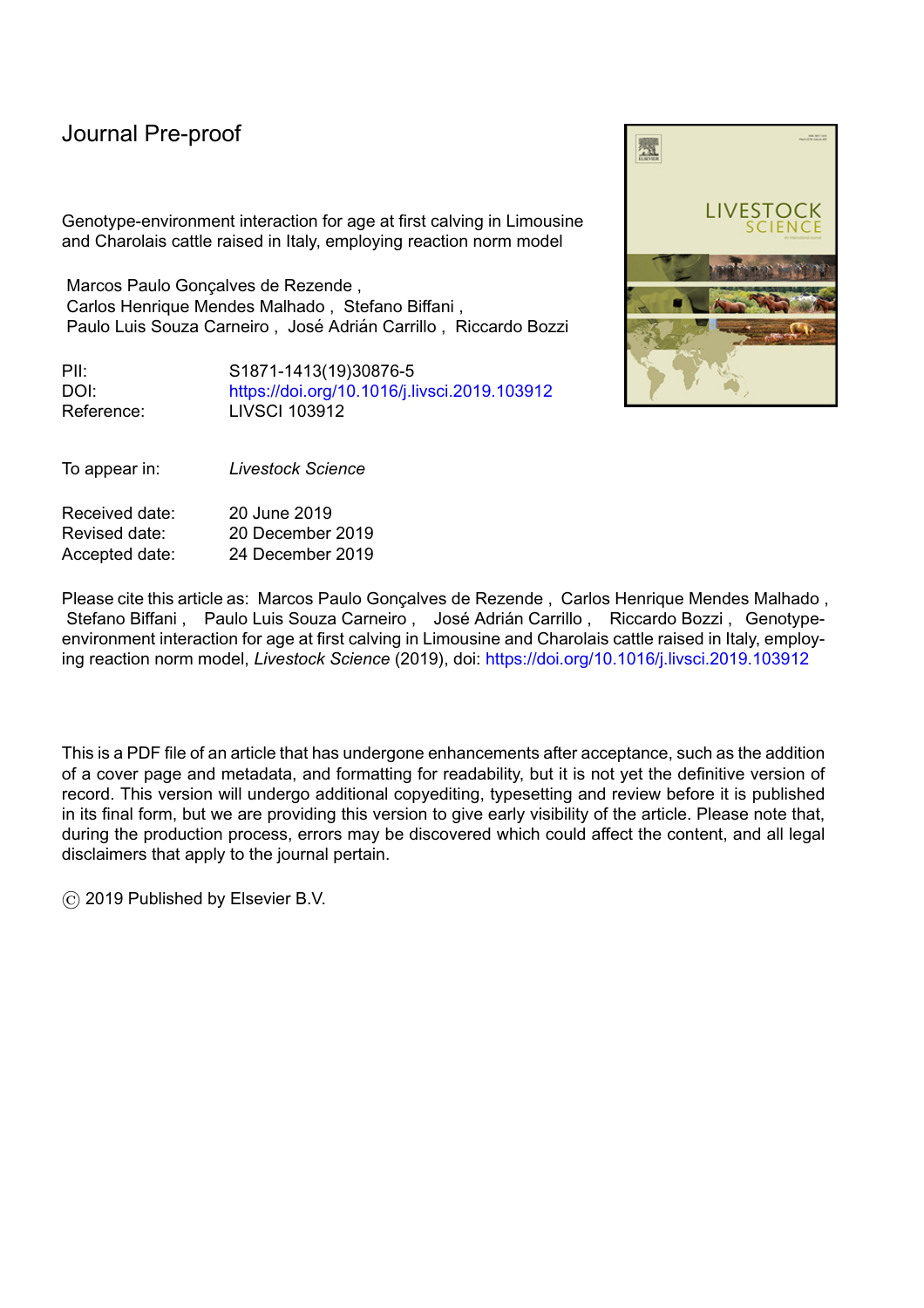Journal Pre-proof

Genotype-environment interaction for age at first calving in Limousine and Charolais cattle raised in Italy, employing reaction norm model

Marcos Paulo Gonçalves de Rezende , Carlos Henrique Mendes Malhado , Stefano Biffani , Paulo Luis Souza Carneiro , José Adrián Carrillo , Riccardo Bozzi

| | |
|---|---|
| PII: | S1871-1413(19)30876-5 |
| DOI: | https://doi.org/10.1016/j.livsci.2019.103912 |
| Reference: | LIVSCI 103912 |

| | |
|---|---|
| To appear in: | *Livestock Science* |

| | |
|---|---|
| Received date: | 20 June 2019 |
| Revised date: | 20 December 2019 |
| Accepted date: | 24 December 2019 |

Please cite this article as: Marcos Paulo Gonçalves de Rezende , Carlos Henrique Mendes Malhado , Stefano Biffani , Paulo Luis Souza Carneiro , José Adrián Carrillo , Riccardo Bozzi , Genotype-environment interaction for age at first calving in Limousine and Charolais cattle raised in Italy, employing reaction norm model, *Livestock Science* (2019), doi: https://doi.org/10.1016/j.livsci.2019.103912

This is a PDF file of an article that has undergone enhancements after acceptance, such as the addition of a cover page and metadata, and formatting for readability, but it is not yet the definitive version of record. This version will undergo additional copyediting, typesetting and review before it is published in its final form, but we are providing this version to give early visibility of the article. Please note that, during the production process, errors may be discovered which could affect the content, and all legal disclaimers that apply to the journal pertain.

© 2019 Published by Elsevier B.V.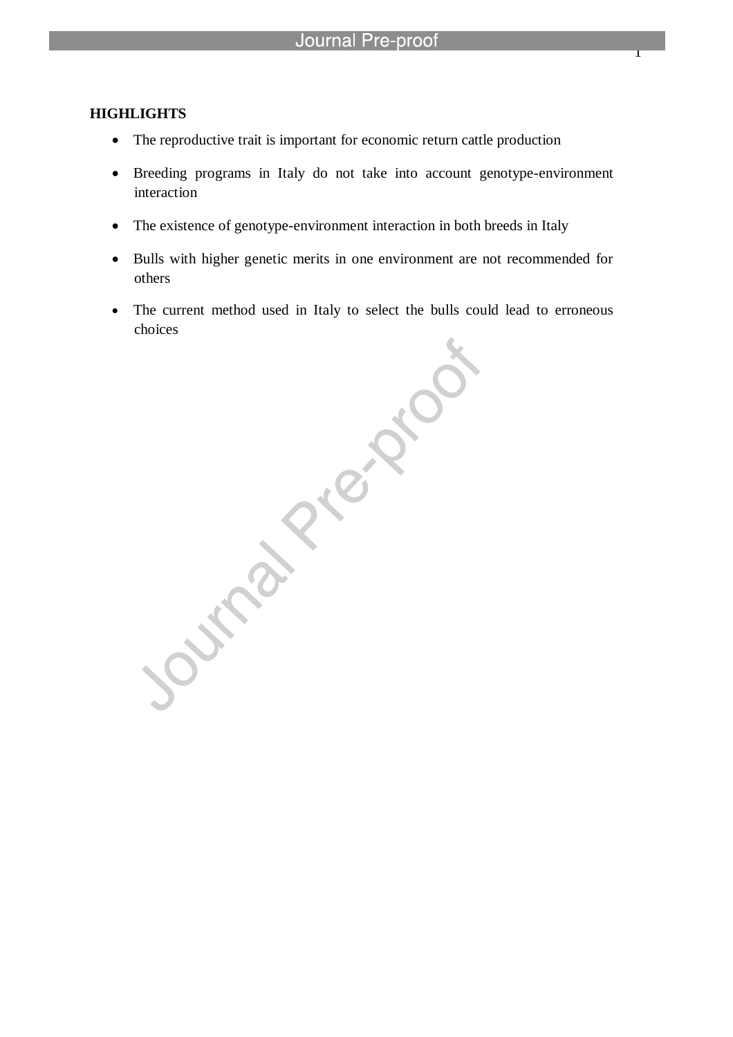**HIGHLIGHTS**

- The reproductive trait is important for economic return cattle production
- Breeding programs in Italy do not take into account genotype-environment interaction
- The existence of genotype-environment interaction in both breeds in Italy
- Bulls with higher genetic merits in one environment are not recommended for others
- The current method used in Italy to select the bulls could lead to erroneous choices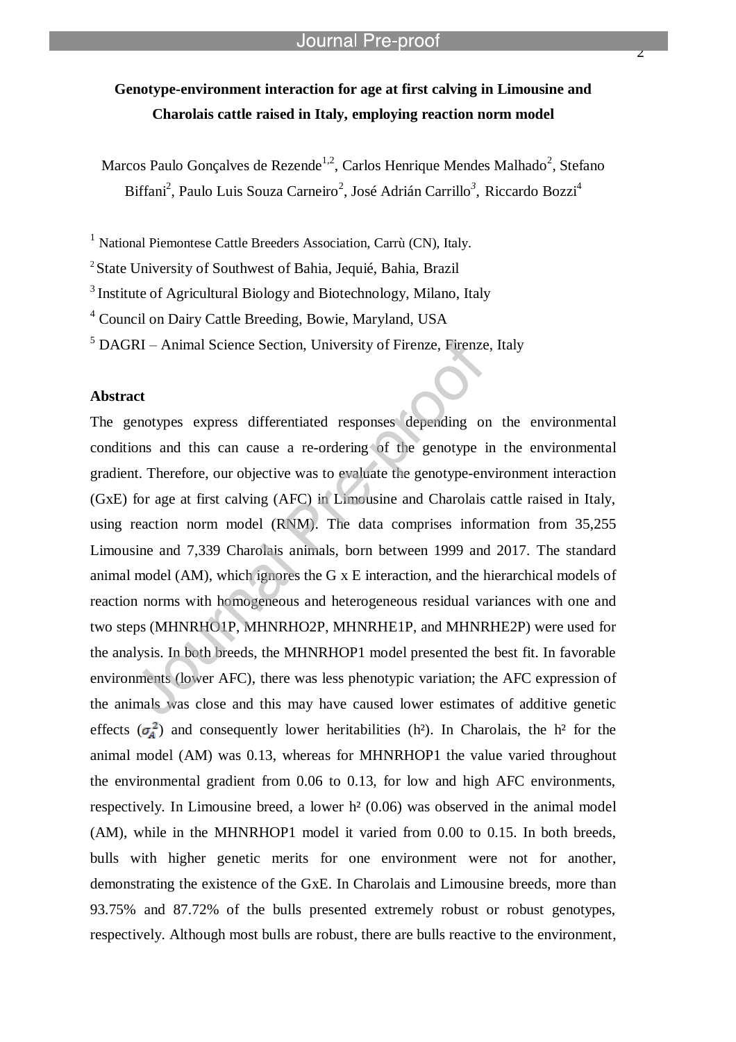**Genotype-environment interaction for age at first calving in Limousine and Charolais cattle raised in Italy, employing reaction norm model**

Marcos Paulo Gonçalves de Rezende[1,2], Carlos Henrique Mendes Malhado[2], Stefano Biffani[2], Paulo Luis Souza Carneiro[2], José Adrián Carrillo[3], Riccardo Bozzi[4]

[1] National Piemontese Cattle Breeders Association, Carrù (CN), Italy.

[2] State University of Southwest of Bahia, Jequié, Bahia, Brazil

[3] Institute of Agricultural Biology and Biotechnology, Milano, Italy

[4] Council on Dairy Cattle Breeding, Bowie, Maryland, USA

[5] DAGRI – Animal Science Section, University of Firenze, Firenze, Italy

## Abstract

The genotypes express differentiated responses depending on the environmental conditions and this can cause a re-ordering of the genotype in the environmental gradient. Therefore, our objective was to evaluate the genotype-environment interaction (GxE) for age at first calving (AFC) in Limousine and Charolais cattle raised in Italy, using reaction norm model (RNM). The data comprises information from 35,255 Limousine and 7,339 Charolais animals, born between 1999 and 2017. The standard animal model (AM), which ignores the G x E interaction, and the hierarchical models of reaction norms with homogeneous and heterogeneous residual variances with one and two steps (MHNRHO1P, MHNRHO2P, MHNRHE1P, and MHNRHE2P) were used for the analysis. In both breeds, the MHNRHOP1 model presented the best fit. In favorable environments (lower AFC), there was less phenotypic variation; the AFC expression of the animals was close and this may have caused lower estimates of additive genetic effects ($\sigma_A^2$) and consequently lower heritabilities (h²). In Charolais, the h² for the animal model (AM) was 0.13, whereas for MHNRHOP1 the value varied throughout the environmental gradient from 0.06 to 0.13, for low and high AFC environments, respectively. In Limousine breed, a lower h² (0.06) was observed in the animal model (AM), while in the MHNRHOP1 model it varied from 0.00 to 0.15. In both breeds, bulls with higher genetic merits for one environment were not for another, demonstrating the existence of the GxE. In Charolais and Limousine breeds, more than 93.75% and 87.72% of the bulls presented extremely robust or robust genotypes, respectively. Although most bulls are robust, there are bulls reactive to the environment,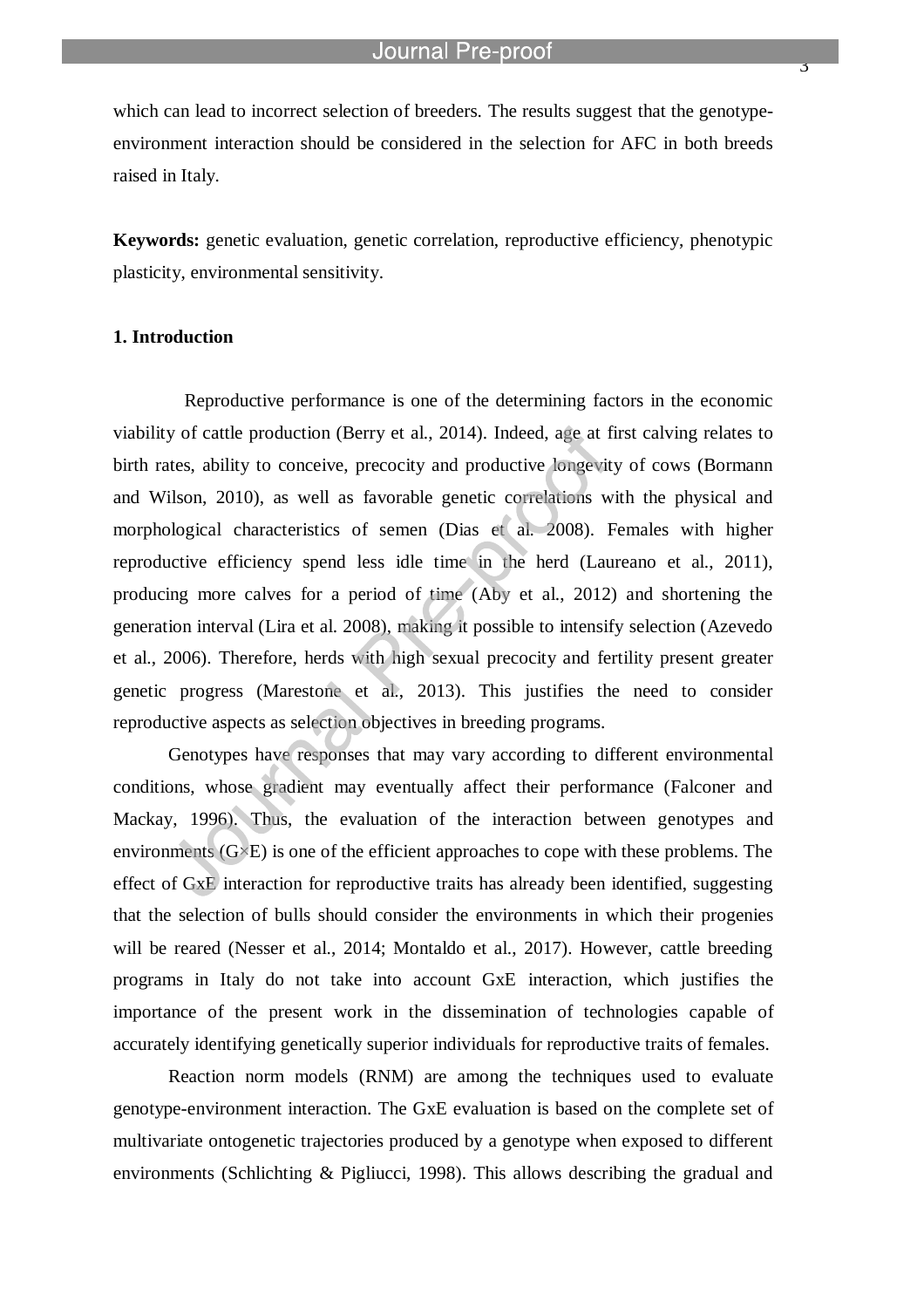which can lead to incorrect selection of breeders. The results suggest that the genotype-environment interaction should be considered in the selection for AFC in both breeds raised in Italy.

**Keywords:** genetic evaluation, genetic correlation, reproductive efficiency, phenotypic plasticity, environmental sensitivity.

## 1. Introduction

Reproductive performance is one of the determining factors in the economic viability of cattle production (Berry et al., 2014). Indeed, age at first calving relates to birth rates, ability to conceive, precocity and productive longevity of cows (Bormann and Wilson, 2010), as well as favorable genetic correlations with the physical and morphological characteristics of semen (Dias et al. 2008). Females with higher reproductive efficiency spend less idle time in the herd (Laureano et al., 2011), producing more calves for a period of time (Aby et al., 2012) and shortening the generation interval (Lira et al. 2008), making it possible to intensify selection (Azevedo et al., 2006). Therefore, herds with high sexual precocity and fertility present greater genetic progress (Marestone et al., 2013). This justifies the need to consider reproductive aspects as selection objectives in breeding programs.

Genotypes have responses that may vary according to different environmental conditions, whose gradient may eventually affect their performance (Falconer and Mackay, 1996). Thus, the evaluation of the interaction between genotypes and environments (G×E) is one of the efficient approaches to cope with these problems. The effect of GxE interaction for reproductive traits has already been identified, suggesting that the selection of bulls should consider the environments in which their progenies will be reared (Nesser et al., 2014; Montaldo et al., 2017). However, cattle breeding programs in Italy do not take into account GxE interaction, which justifies the importance of the present work in the dissemination of technologies capable of accurately identifying genetically superior individuals for reproductive traits of females.

Reaction norm models (RNM) are among the techniques used to evaluate genotype-environment interaction. The GxE evaluation is based on the complete set of multivariate ontogenetic trajectories produced by a genotype when exposed to different environments (Schlichting & Pigliucci, 1998). This allows describing the gradual and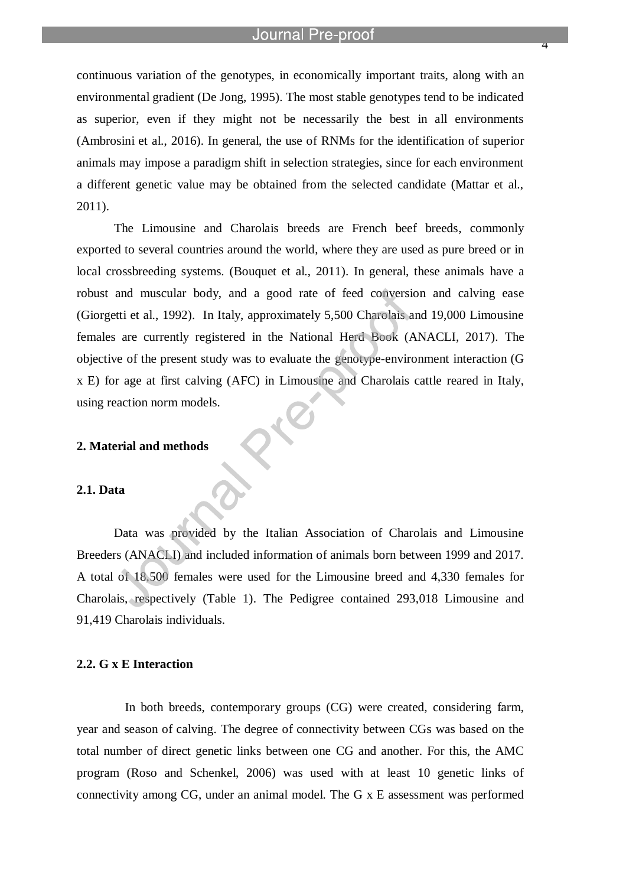continuous variation of the genotypes, in economically important traits, along with an environmental gradient (De Jong, 1995). The most stable genotypes tend to be indicated as superior, even if they might not be necessarily the best in all environments (Ambrosini et al., 2016). In general, the use of RNMs for the identification of superior animals may impose a paradigm shift in selection strategies, since for each environment a different genetic value may be obtained from the selected candidate (Mattar et al., 2011).

The Limousine and Charolais breeds are French beef breeds, commonly exported to several countries around the world, where they are used as pure breed or in local crossbreeding systems. (Bouquet et al., 2011). In general, these animals have a robust and muscular body, and a good rate of feed conversion and calving ease (Giorgetti et al., 1992). In Italy, approximately 5,500 Charolais and 19,000 Limousine females are currently registered in the National Herd Book (ANACLI, 2017). The objective of the present study was to evaluate the genotype-environment interaction (G x E) for age at first calving (AFC) in Limousine and Charolais cattle reared in Italy, using reaction norm models.

## 2. Material and methods

### 2.1. Data

Data was provided by the Italian Association of Charolais and Limousine Breeders (ANACLI) and included information of animals born between 1999 and 2017. A total of 18,500 females were used for the Limousine breed and 4,330 females for Charolais, respectively (Table 1). The Pedigree contained 293,018 Limousine and 91,419 Charolais individuals.

### 2.2. G x E Interaction

In both breeds, contemporary groups (CG) were created, considering farm, year and season of calving. The degree of connectivity between CGs was based on the total number of direct genetic links between one CG and another. For this, the AMC program (Roso and Schenkel, 2006) was used with at least 10 genetic links of connectivity among CG, under an animal model. The G x E assessment was performed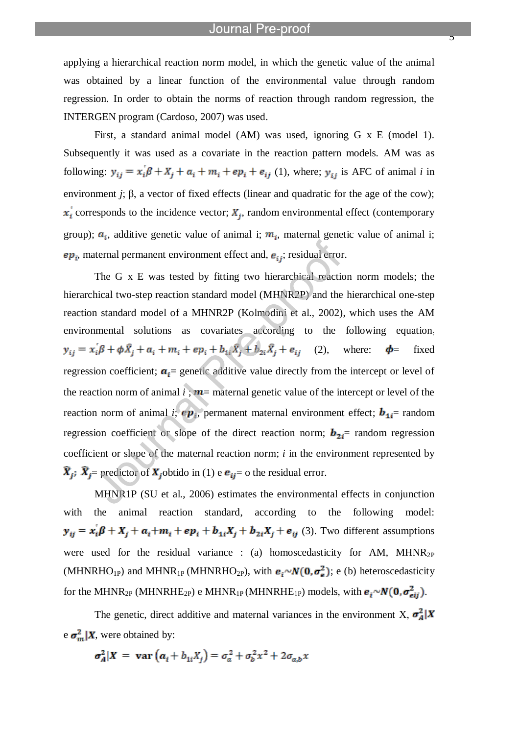applying a hierarchical reaction norm model, in which the genetic value of the animal was obtained by a linear function of the environmental value through random regression. In order to obtain the norms of reaction through random regression, the INTERGEN program (Cardoso, 2007) was used.

First, a standard animal model (AM) was used, ignoring G x E (model 1). Subsequently it was used as a covariate in the reaction pattern models. AM was as following: $y_{ij} = x_i^{'}\beta + X_j + a_i + m_i + ep_i + e_{ij}$ (1), where; $y_{ij}$ is AFC of animal *i* in environment *j*; β, a vector of fixed effects (linear and quadratic for the age of the cow); $x_i^{'}$ corresponds to the incidence vector; $X_j$, random environmental effect (contemporary group); $a_i$, additive genetic value of animal i; $m_i$, maternal genetic value of animal i; $ep_i$, maternal permanent environment effect and, $e_{ij}$; residual error.

The G x E was tested by fitting two hierarchical reaction norm models; the hierarchical two-step reaction standard model (MHNR2P) and the hierarchical one-step reaction standard model of a MHNR2P (Kolmodin et al., 2002), which uses the AM environmental solutions as covariates according to the following equation: $y_{ij} = x_i^{'}\beta + \phi\hat{X}_j + a_i + m_i + ep_i + b_{1i}\hat{X}_j + b_{2i}\hat{X}_j + e_{ij}$ (2), where: $\boldsymbol{\phi}$= fixed regression coefficient; $\boldsymbol{a_i}$= genetic additive value directly from the intercept or level of the reaction norm of animal *i* ; $\boldsymbol{m}$= maternal genetic value of the intercept or level of the reaction norm of animal *i*; $\boldsymbol{ep_i}$, permanent maternal environment effect; $\boldsymbol{b_{1i}}$= random regression coefficient or slope of the direct reaction norm; $\boldsymbol{b_{2i}}$= random regression coefficient or slope of the maternal reaction norm; *i* in the environment represented by $\hat{\boldsymbol{X}}_j$; $\hat{\boldsymbol{X}}_j$= predictor of $\boldsymbol{X}_j$obtido in (1) e $\boldsymbol{e_{ij}}$= o the residual error.

MHNR1P (SU et al., 2006) estimates the environmental effects in conjunction with the animal reaction standard, according to the following model: $\boldsymbol{y_{ij} = x_i^{'}\beta + X_j + a_i + m_i + ep_i + b_{1i}X_j + b_{2i}X_j + e_{ij}}$ (3). Two different assumptions were used for the residual variance : (a) homoscedasticity for AM, $MHNR_{2P}$ ($MHNRHO_{1P}$) and $MHNR_{1P}$ ($MHNRHO_{2P}$), with $\boldsymbol{e_i \sim N(0, \sigma_e^2)}$; e (b) heteroscedasticity for the $MHNR_{2P}$ ($MHNRHE_{2P}$) e $MHNR_{1P}$ ($MHNRHE_{1P}$) models, with $\boldsymbol{e_i \sim N(0, \sigma_{eij}^2)}$.

The genetic, direct additive and maternal variances in the environment X, $\boldsymbol{\sigma_A^2|X}$ e $\boldsymbol{\sigma_m^2|X}$, were obtained by:

$$\boldsymbol{\sigma_A^2|X} = \mathbf{var}\left(a_i + b_{1i}X_j\right) = \sigma_a^2 + \sigma_b^2 x^2 + 2\sigma_{a,b}x$$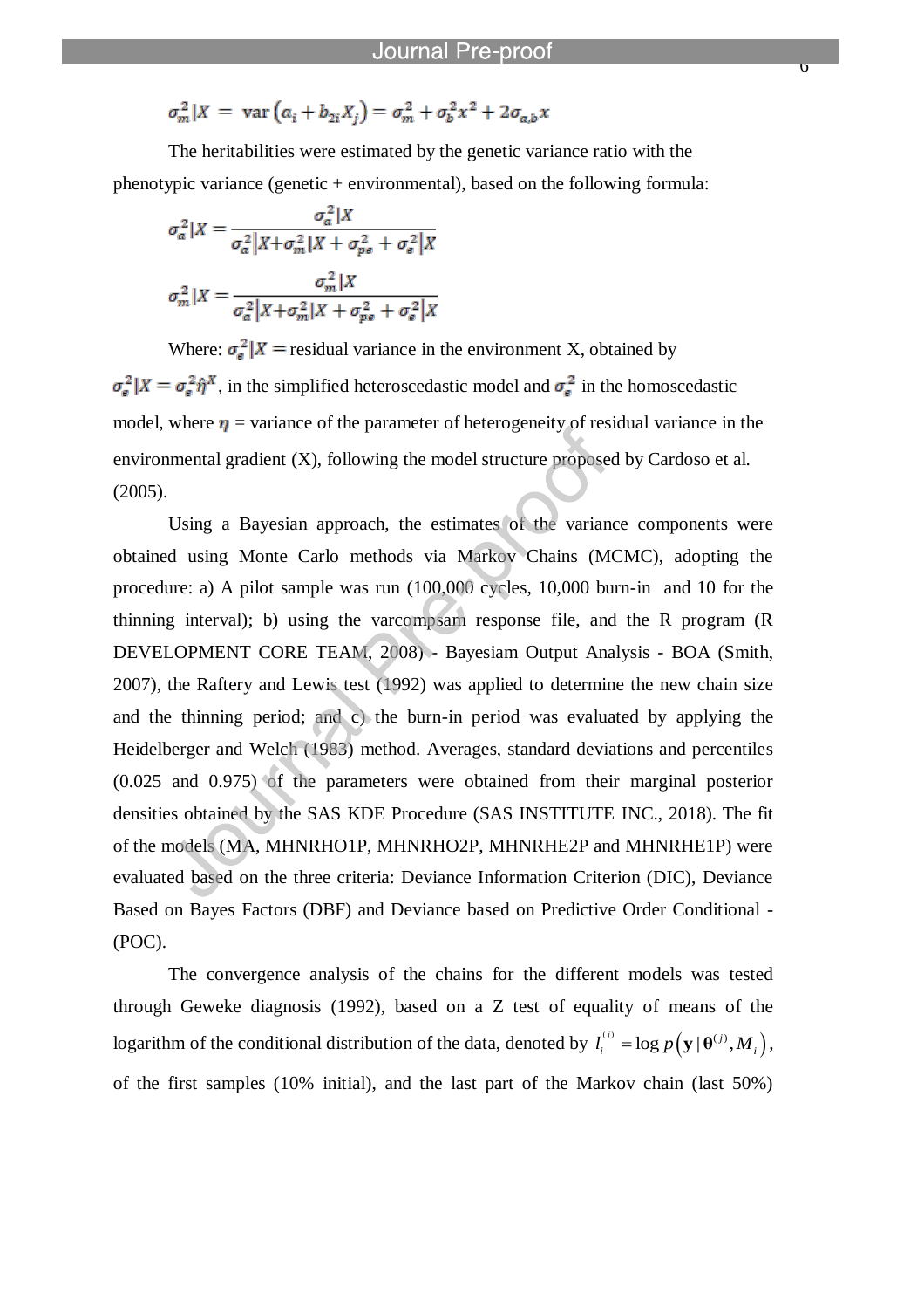$$\sigma_m^2|X = \text{var}\left(a_i + b_{2i}X_j\right) = \sigma_m^2 + \sigma_b^2 x^2 + 2\sigma_{a,b}x$$

The heritabilities were estimated by the genetic variance ratio with the phenotypic variance (genetic + environmental), based on the following formula:

$$\sigma_a^2|X = \frac{\sigma_a^2|X}{\sigma_a^2|X + \sigma_m^2|X + \sigma_{pe}^2 + \sigma_e^2|X}$$

$$\sigma_m^2|X = \frac{\sigma_m^2|X}{\sigma_a^2|X + \sigma_m^2|X + \sigma_{pe}^2 + \sigma_e^2|X}$$

Where: $\sigma_e^2|X =$ residual variance in the environment X, obtained by $\sigma_e^2|X = \sigma_e^2\hat{\eta}^X$, in the simplified heteroscedastic model and $\sigma_e^2$ in the homoscedastic model, where $\eta$ = variance of the parameter of heterogeneity of residual variance in the environmental gradient (X), following the model structure proposed by Cardoso et al. (2005).

Using a Bayesian approach, the estimates of the variance components were obtained using Monte Carlo methods via Markov Chains (MCMC), adopting the procedure: a) A pilot sample was run (100,000 cycles, 10,000 burn-in and 10 for the thinning interval); b) using the varcompsam response file, and the R program (R DEVELOPMENT CORE TEAM, 2008) - Bayesiam Output Analysis - BOA (Smith, 2007), the Raftery and Lewis test (1992) was applied to determine the new chain size and the thinning period; and c) the burn-in period was evaluated by applying the Heidelberger and Welch (1983) method. Averages, standard deviations and percentiles (0.025 and 0.975) of the parameters were obtained from their marginal posterior densities obtained by the SAS KDE Procedure (SAS INSTITUTE INC., 2018). The fit of the models (MA, MHNRHO1P, MHNRHO2P, MHNRHE2P and MHNRHE1P) were evaluated based on the three criteria: Deviance Information Criterion (DIC), Deviance Based on Bayes Factors (DBF) and Deviance based on Predictive Order Conditional - (POC).

The convergence analysis of the chains for the different models was tested through Geweke diagnosis (1992), based on a Z test of equality of means of the logarithm of the conditional distribution of the data, denoted by $l_i^{(j)} = \log p\left(\mathbf{y} \mid \boldsymbol{\theta}^{(j)}, M_i\right)$, of the first samples (10% initial), and the last part of the Markov chain (last 50%)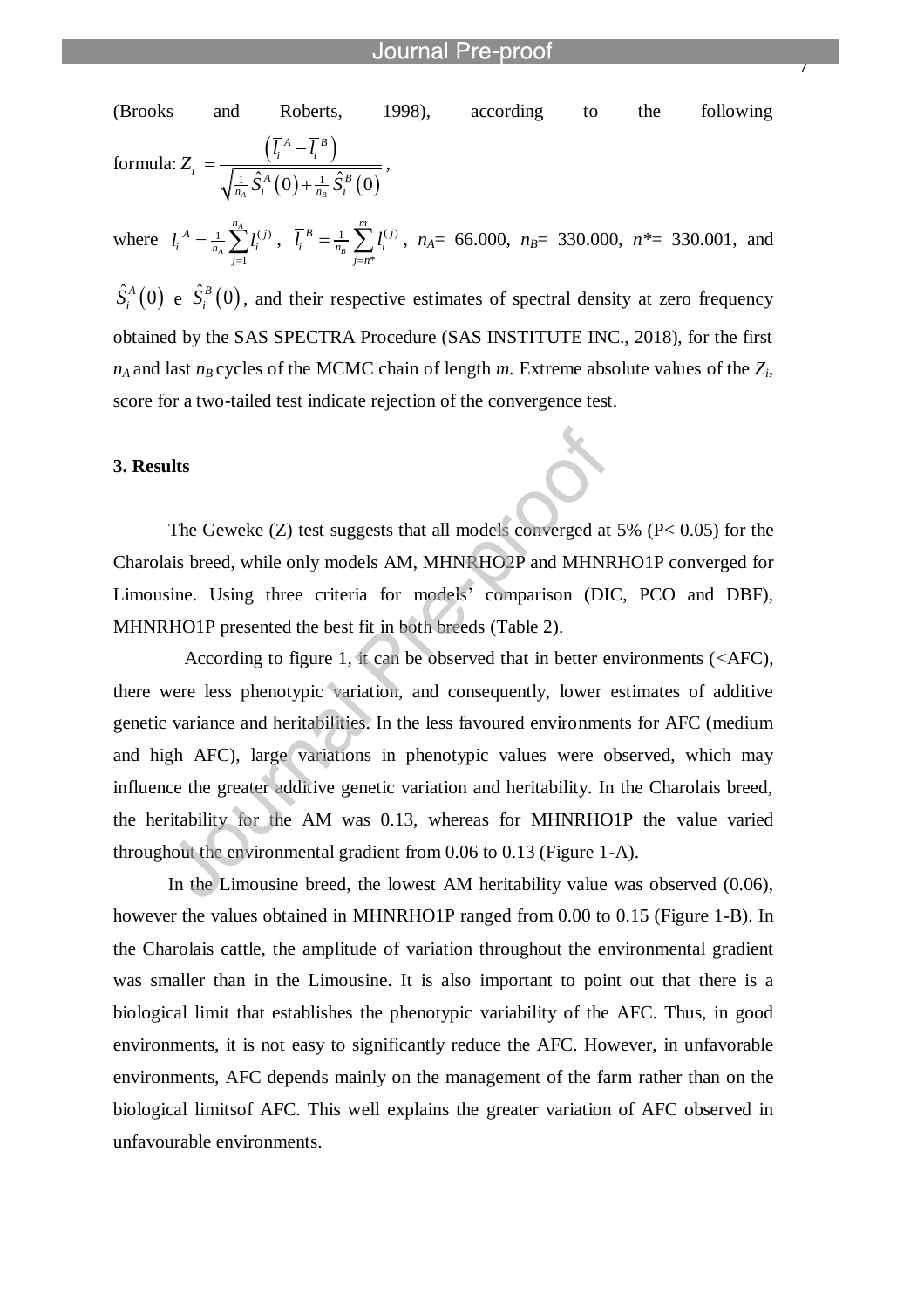(Brooks and Roberts, 1998), according to the following formula: $Z_i = \frac{\left(\bar{l}_i^A - \bar{l}_i^B\right)}{\sqrt{\frac{1}{n_A}\hat{S}_i^A(0) + \frac{1}{n_B}\hat{S}_i^B(0)}}$,

where $\bar{l}_i^A = \frac{1}{n_A}\sum_{j=1}^{n_A} l_i^{(j)}$, $\bar{l}_i^B = \frac{1}{n_B}\sum_{j=n*}^{m} l_i^{(j)}$, $n_A$= 66.000, $n_B$= 330.000, $n*$= 330.001, and $\hat{S}_i^A(0)$ e $\hat{S}_i^B(0)$, and their respective estimates of spectral density at zero frequency obtained by the SAS SPECTRA Procedure (SAS INSTITUTE INC., 2018), for the first $n_A$ and last $n_B$ cycles of the MCMC chain of length *m*. Extreme absolute values of the $Z_i$, score for a two-tailed test indicate rejection of the convergence test.

### 3. Results

The Geweke (Z) test suggests that all models converged at 5% ($P< 0.05$) for the Charolais breed, while only models AM, MHNRHO2P and MHNRHO1P converged for Limousine. Using three criteria for models' comparison (DIC, PCO and DBF), MHNRHO1P presented the best fit in both breeds (Table 2).

According to figure 1, it can be observed that in better environments (<AFC), there were less phenotypic variation, and consequently, lower estimates of additive genetic variance and heritabilities. In the less favoured environments for AFC (medium and high AFC), large variations in phenotypic values were observed, which may influence the greater additive genetic variation and heritability. In the Charolais breed, the heritability for the AM was 0.13, whereas for MHNRHO1P the value varied throughout the environmental gradient from 0.06 to 0.13 (Figure 1-A).

In the Limousine breed, the lowest AM heritability value was observed (0.06), however the values obtained in MHNRHO1P ranged from 0.00 to 0.15 (Figure 1-B). In the Charolais cattle, the amplitude of variation throughout the environmental gradient was smaller than in the Limousine. It is also important to point out that there is a biological limit that establishes the phenotypic variability of the AFC. Thus, in good environments, it is not easy to significantly reduce the AFC. However, in unfavorable environments, AFC depends mainly on the management of the farm rather than on the biological limitsof AFC. This well explains the greater variation of AFC observed in unfavourable environments.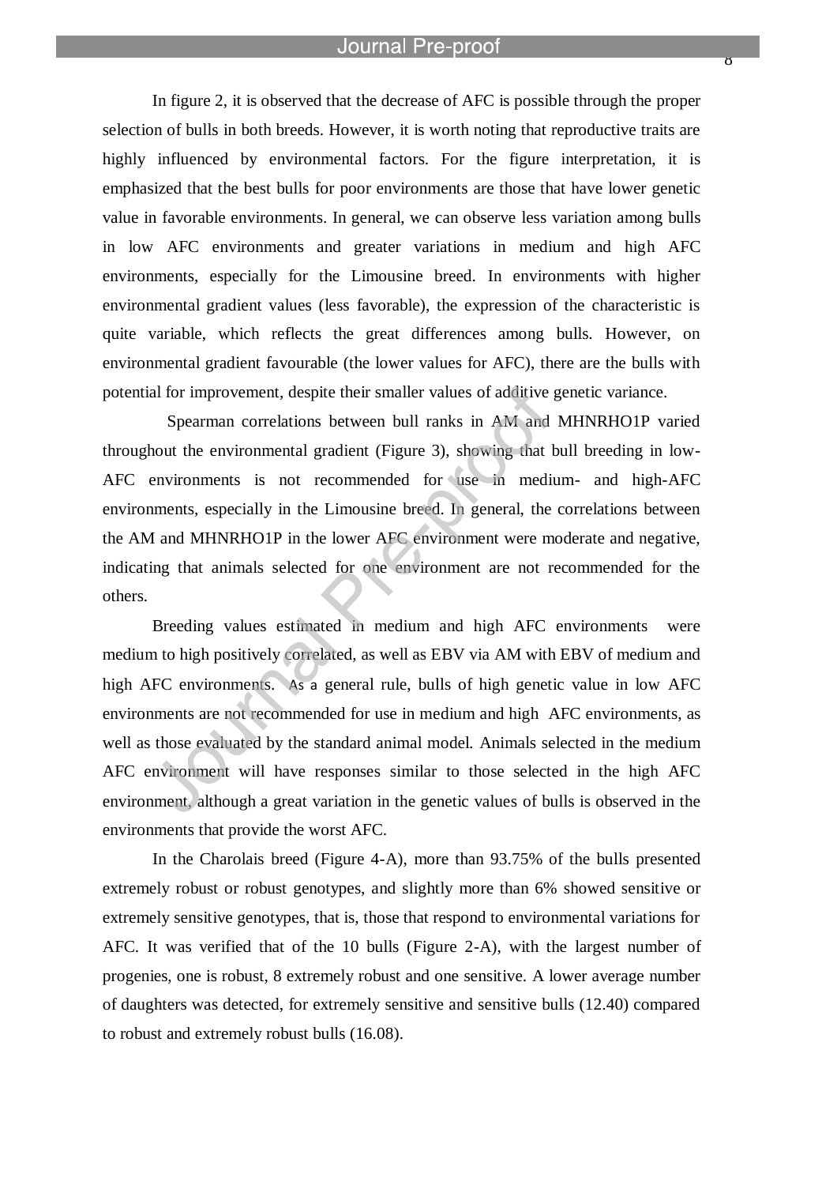In figure 2, it is observed that the decrease of AFC is possible through the proper selection of bulls in both breeds. However, it is worth noting that reproductive traits are highly influenced by environmental factors. For the figure interpretation, it is emphasized that the best bulls for poor environments are those that have lower genetic value in favorable environments. In general, we can observe less variation among bulls in low AFC environments and greater variations in medium and high AFC environments, especially for the Limousine breed. In environments with higher environmental gradient values (less favorable), the expression of the characteristic is quite variable, which reflects the great differences among bulls. However, on environmental gradient favourable (the lower values for AFC), there are the bulls with potential for improvement, despite their smaller values of additive genetic variance.

Spearman correlations between bull ranks in AM and MHNRHO1P varied throughout the environmental gradient (Figure 3), showing that bull breeding in low-AFC environments is not recommended for use in medium- and high-AFC environments, especially in the Limousine breed. In general, the correlations between the AM and MHNRHO1P in the lower AFC environment were moderate and negative, indicating that animals selected for one environment are not recommended for the others.

Breeding values estimated in medium and high AFC environments were medium to high positively correlated, as well as EBV via AM with EBV of medium and high AFC environments. As a general rule, bulls of high genetic value in low AFC environments are not recommended for use in medium and high AFC environments, as well as those evaluated by the standard animal model. Animals selected in the medium AFC environment will have responses similar to those selected in the high AFC environment, although a great variation in the genetic values of bulls is observed in the environments that provide the worst AFC.

In the Charolais breed (Figure 4-A), more than 93.75% of the bulls presented extremely robust or robust genotypes, and slightly more than 6% showed sensitive or extremely sensitive genotypes, that is, those that respond to environmental variations for AFC. It was verified that of the 10 bulls (Figure 2-A), with the largest number of progenies, one is robust, 8 extremely robust and one sensitive. A lower average number of daughters was detected, for extremely sensitive and sensitive bulls (12.40) compared to robust and extremely robust bulls (16.08).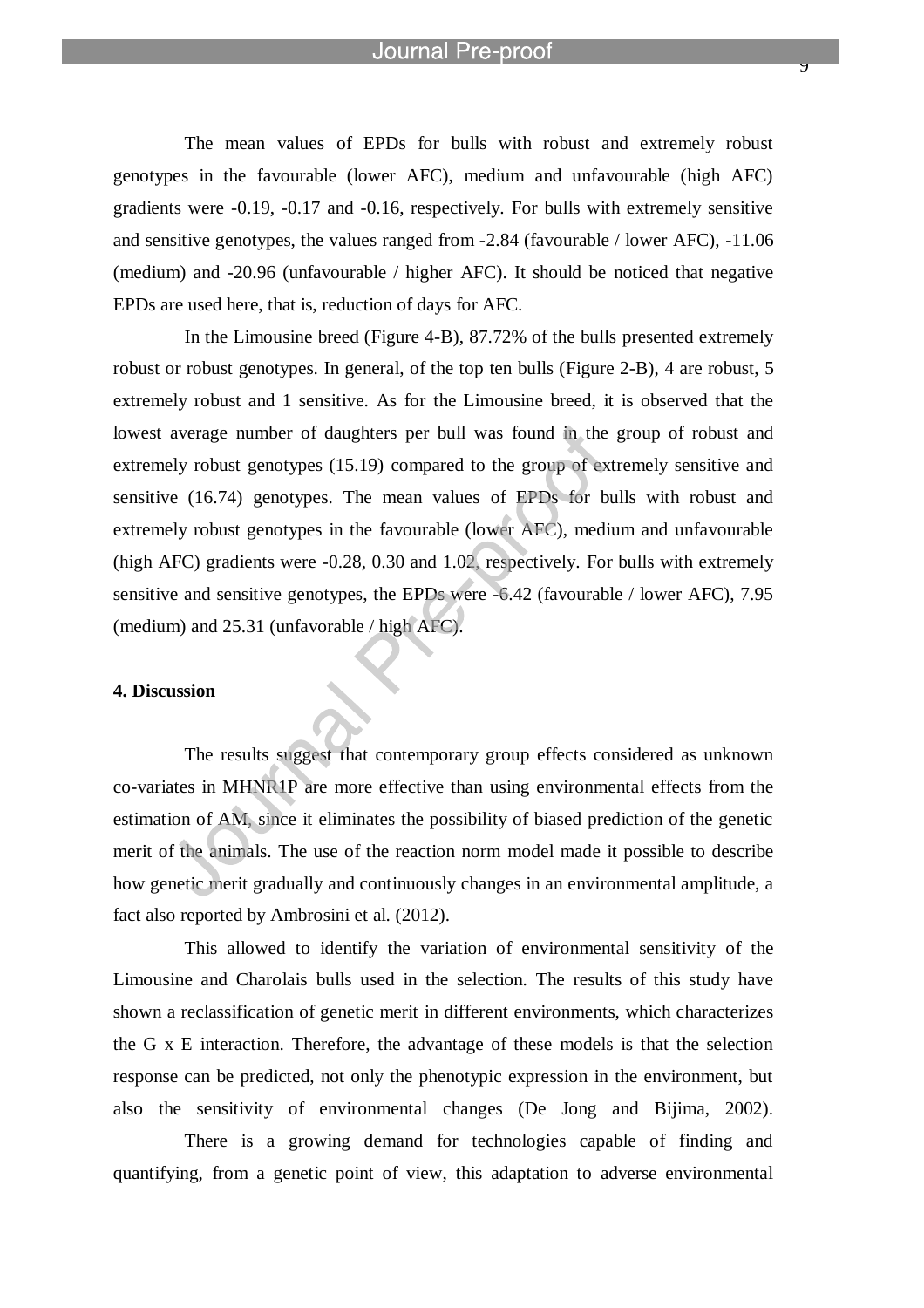The mean values of EPDs for bulls with robust and extremely robust genotypes in the favourable (lower AFC), medium and unfavourable (high AFC) gradients were -0.19, -0.17 and -0.16, respectively. For bulls with extremely sensitive and sensitive genotypes, the values ranged from -2.84 (favourable / lower AFC), -11.06 (medium) and -20.96 (unfavourable / higher AFC). It should be noticed that negative EPDs are used here, that is, reduction of days for AFC.

In the Limousine breed (Figure 4-B), 87.72% of the bulls presented extremely robust or robust genotypes. In general, of the top ten bulls (Figure 2-B), 4 are robust, 5 extremely robust and 1 sensitive. As for the Limousine breed, it is observed that the lowest average number of daughters per bull was found in the group of robust and extremely robust genotypes (15.19) compared to the group of extremely sensitive and sensitive (16.74) genotypes. The mean values of EPDs for bulls with robust and extremely robust genotypes in the favourable (lower AFC), medium and unfavourable (high AFC) gradients were -0.28, 0.30 and 1.02, respectively. For bulls with extremely sensitive and sensitive genotypes, the EPDs were -6.42 (favourable / lower AFC), 7.95 (medium) and 25.31 (unfavorable / high AFC).

## 4. Discussion

The results suggest that contemporary group effects considered as unknown co-variates in MHNR1P are more effective than using environmental effects from the estimation of AM, since it eliminates the possibility of biased prediction of the genetic merit of the animals. The use of the reaction norm model made it possible to describe how genetic merit gradually and continuously changes in an environmental amplitude, a fact also reported by Ambrosini et al. (2012).

This allowed to identify the variation of environmental sensitivity of the Limousine and Charolais bulls used in the selection. The results of this study have shown a reclassification of genetic merit in different environments, which characterizes the G x E interaction. Therefore, the advantage of these models is that the selection response can be predicted, not only the phenotypic expression in the environment, but also the sensitivity of environmental changes (De Jong and Bijima, 2002).

There is a growing demand for technologies capable of finding and quantifying, from a genetic point of view, this adaptation to adverse environmental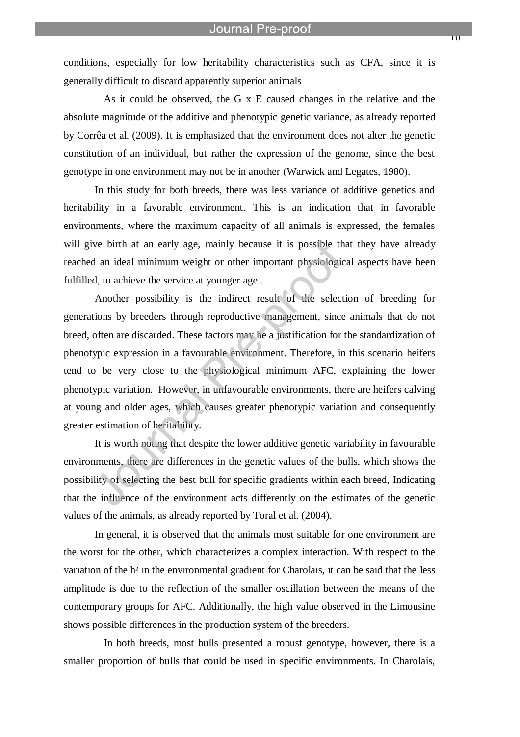conditions, especially for low heritability characteristics such as CFA, since it is generally difficult to discard apparently superior animals

As it could be observed, the G x E caused changes in the relative and the absolute magnitude of the additive and phenotypic genetic variance, as already reported by Corrêa et al. (2009). It is emphasized that the environment does not alter the genetic constitution of an individual, but rather the expression of the genome, since the best genotype in one environment may not be in another (Warwick and Legates, 1980).

In this study for both breeds, there was less variance of additive genetics and heritability in a favorable environment. This is an indication that in favorable environments, where the maximum capacity of all animals is expressed, the females will give birth at an early age, mainly because it is possible that they have already reached an ideal minimum weight or other important physiological aspects have been fulfilled, to achieve the service at younger age..

Another possibility is the indirect result of the selection of breeding for generations by breeders through reproductive management, since animals that do not breed, often are discarded. These factors may be a justification for the standardization of phenotypic expression in a favourable environment. Therefore, in this scenario heifers tend to be very close to the physiological minimum AFC, explaining the lower phenotypic variation. However, in unfavourable environments, there are heifers calving at young and older ages, which causes greater phenotypic variation and consequently greater estimation of heritability.

It is worth noting that despite the lower additive genetic variability in favourable environments, there are differences in the genetic values of the bulls, which shows the possibility of selecting the best bull for specific gradients within each breed, Indicating that the influence of the environment acts differently on the estimates of the genetic values of the animals, as already reported by Toral et al. (2004).

In general, it is observed that the animals most suitable for one environment are the worst for the other, which characterizes a complex interaction. With respect to the variation of the h² in the environmental gradient for Charolais, it can be said that the less amplitude is due to the reflection of the smaller oscillation between the means of the contemporary groups for AFC. Additionally, the high value observed in the Limousine shows possible differences in the production system of the breeders.

In both breeds, most bulls presented a robust genotype, however, there is a smaller proportion of bulls that could be used in specific environments. In Charolais,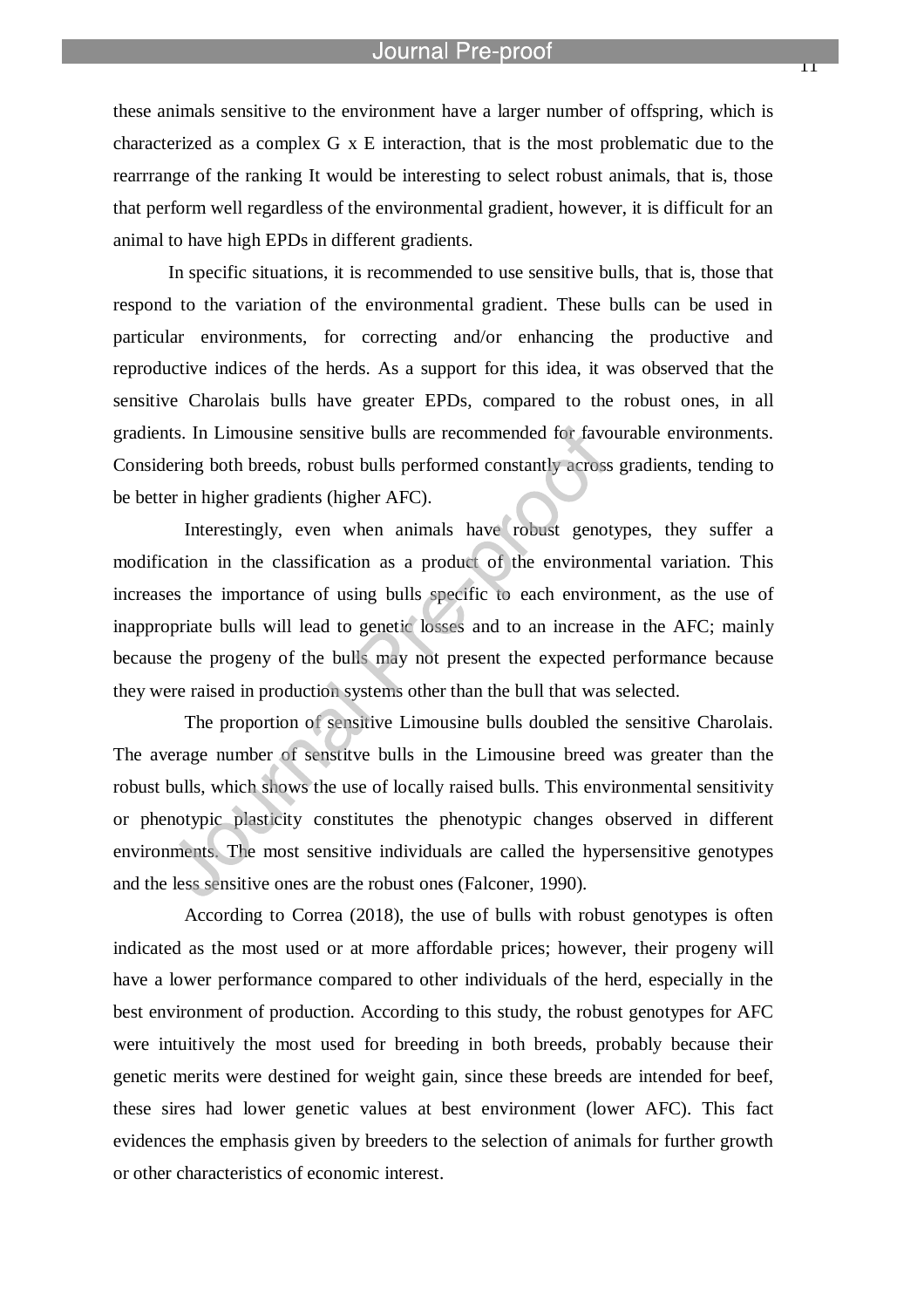these animals sensitive to the environment have a larger number of offspring, which is characterized as a complex G x E interaction, that is the most problematic due to the rearrrange of the ranking It would be interesting to select robust animals, that is, those that perform well regardless of the environmental gradient, however, it is difficult for an animal to have high EPDs in different gradients.

In specific situations, it is recommended to use sensitive bulls, that is, those that respond to the variation of the environmental gradient. These bulls can be used in particular environments, for correcting and/or enhancing the productive and reproductive indices of the herds. As a support for this idea, it was observed that the sensitive Charolais bulls have greater EPDs, compared to the robust ones, in all gradients. In Limousine sensitive bulls are recommended for favourable environments. Considering both breeds, robust bulls performed constantly across gradients, tending to be better in higher gradients (higher AFC).

Interestingly, even when animals have robust genotypes, they suffer a modification in the classification as a product of the environmental variation. This increases the importance of using bulls specific to each environment, as the use of inappropriate bulls will lead to genetic losses and to an increase in the AFC; mainly because the progeny of the bulls may not present the expected performance because they were raised in production systems other than the bull that was selected.

The proportion of sensitive Limousine bulls doubled the sensitive Charolais. The average number of sensitve bulls in the Limousine breed was greater than the robust bulls, which shows the use of locally raised bulls. This environmental sensitivity or phenotypic plasticity constitutes the phenotypic changes observed in different environments. The most sensitive individuals are called the hypersensitive genotypes and the less sensitive ones are the robust ones (Falconer, 1990).

According to Correa (2018), the use of bulls with robust genotypes is often indicated as the most used or at more affordable prices; however, their progeny will have a lower performance compared to other individuals of the herd, especially in the best environment of production. According to this study, the robust genotypes for AFC were intuitively the most used for breeding in both breeds, probably because their genetic merits were destined for weight gain, since these breeds are intended for beef, these sires had lower genetic values at best environment (lower AFC). This fact evidences the emphasis given by breeders to the selection of animals for further growth or other characteristics of economic interest.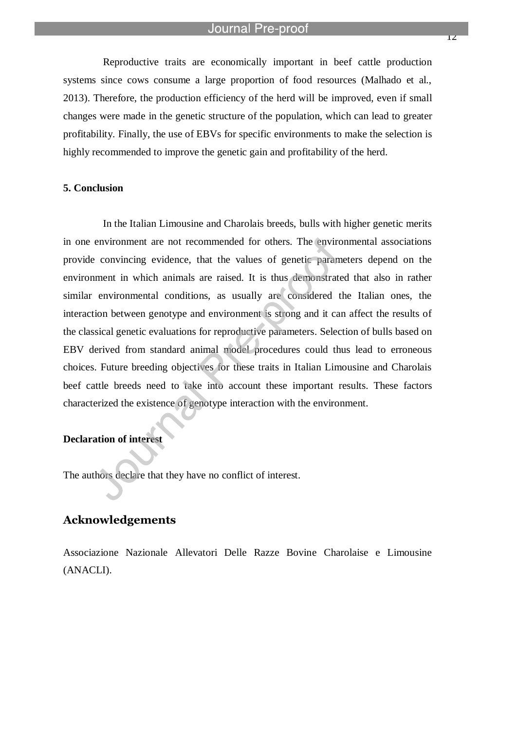Reproductive traits are economically important in beef cattle production systems since cows consume a large proportion of food resources (Malhado et al., 2013). Therefore, the production efficiency of the herd will be improved, even if small changes were made in the genetic structure of the population, which can lead to greater profitability. Finally, the use of EBVs for specific environments to make the selection is highly recommended to improve the genetic gain and profitability of the herd.

**5. Conclusion**

In the Italian Limousine and Charolais breeds, bulls with higher genetic merits in one environment are not recommended for others. The environmental associations provide convincing evidence, that the values of genetic parameters depend on the environment in which animals are raised. It is thus demonstrated that also in rather similar environmental conditions, as usually are considered the Italian ones, the interaction between genotype and environment is strong and it can affect the results of the classical genetic evaluations for reproductive parameters. Selection of bulls based on EBV derived from standard animal model procedures could thus lead to erroneous choices. Future breeding objectives for these traits in Italian Limousine and Charolais beef cattle breeds need to take into account these important results. These factors characterized the existence of genotype interaction with the environment.

**Declaration of interest**

The authors declare that they have no conflict of interest.

## Acknowledgements

Associazione Nazionale Allevatori Delle Razze Bovine Charolaise e Limousine (ANACLI).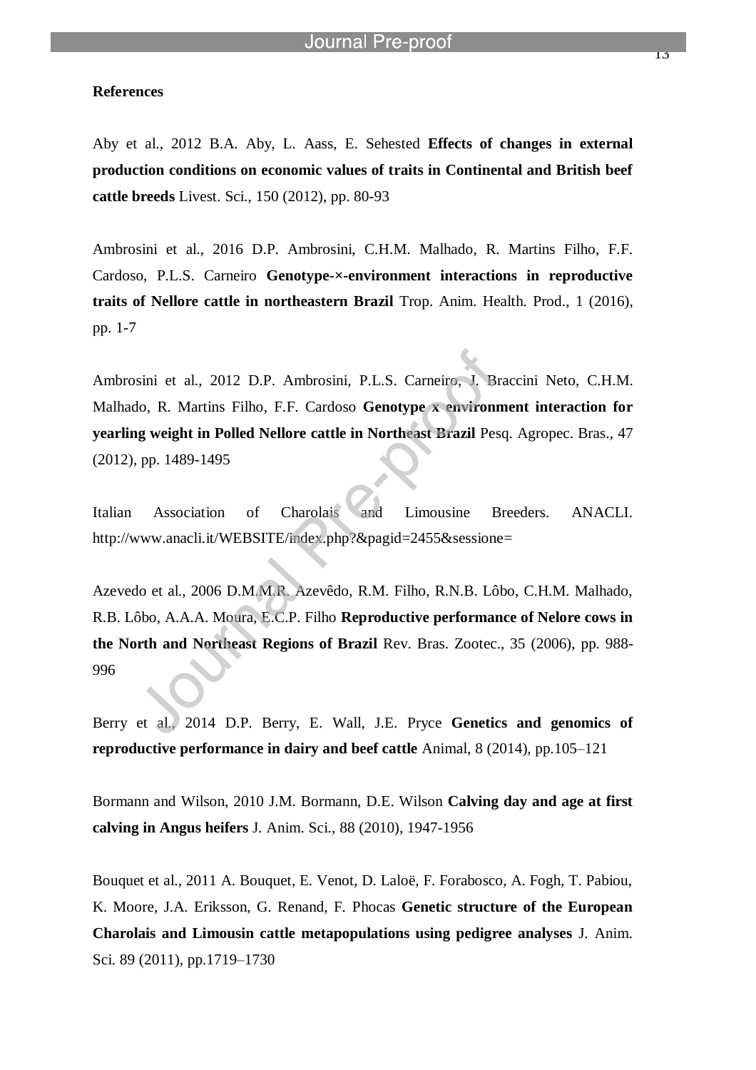**References**

Aby et al., 2012 B.A. Aby, L. Aass, E. Sehested **Effects of changes in external production conditions on economic values of traits in Continental and British beef cattle breeds** Livest. Sci., 150 (2012), pp. 80-93

Ambrosini et al., 2016 D.P. Ambrosini, C.H.M. Malhado, R. Martins Filho, F.F. Cardoso, P.L.S. Carneiro **Genotype-×-environment interactions in reproductive traits of Nellore cattle in northeastern Brazil** Trop. Anim. Health. Prod., 1 (2016), pp. 1-7

Ambrosini et al., 2012 D.P. Ambrosini, P.L.S. Carneiro, J. Braccini Neto, C.H.M. Malhado, R. Martins Filho, F.F. Cardoso **Genotype x environment interaction for yearling weight in Polled Nellore cattle in Northeast Brazil** Pesq. Agropec. Bras., 47 (2012), pp. 1489-1495

Italian Association of Charolais and Limousine Breeders. ANACLI. http://www.anacli.it/WEBSITE/index.php?&pagid=2455&sessione=

Azevedo et al., 2006 D.M.M.R. Azevêdo, R.M. Filho, R.N.B. Lôbo, C.H.M. Malhado, R.B. Lôbo, A.A.A. Moura, E.C.P. Filho **Reproductive performance of Nelore cows in the North and Northeast Regions of Brazil** Rev. Bras. Zootec., 35 (2006), pp. 988-996

Berry et al., 2014 D.P. Berry, E. Wall, J.E. Pryce **Genetics and genomics of reproductive performance in dairy and beef cattle** Animal, 8 (2014), pp.105–121

Bormann and Wilson, 2010 J.M. Bormann, D.E. Wilson **Calving day and age at first calving in Angus heifers** J. Anim. Sci., 88 (2010), 1947-1956

Bouquet et al., 2011 A. Bouquet, E. Venot, D. Laloë, F. Forabosco, A. Fogh, T. Pabiou, K. Moore, J.A. Eriksson, G. Renand, F. Phocas **Genetic structure of the European Charolais and Limousin cattle metapopulations using pedigree analyses** J. Anim. Sci. 89 (2011), pp.1719–1730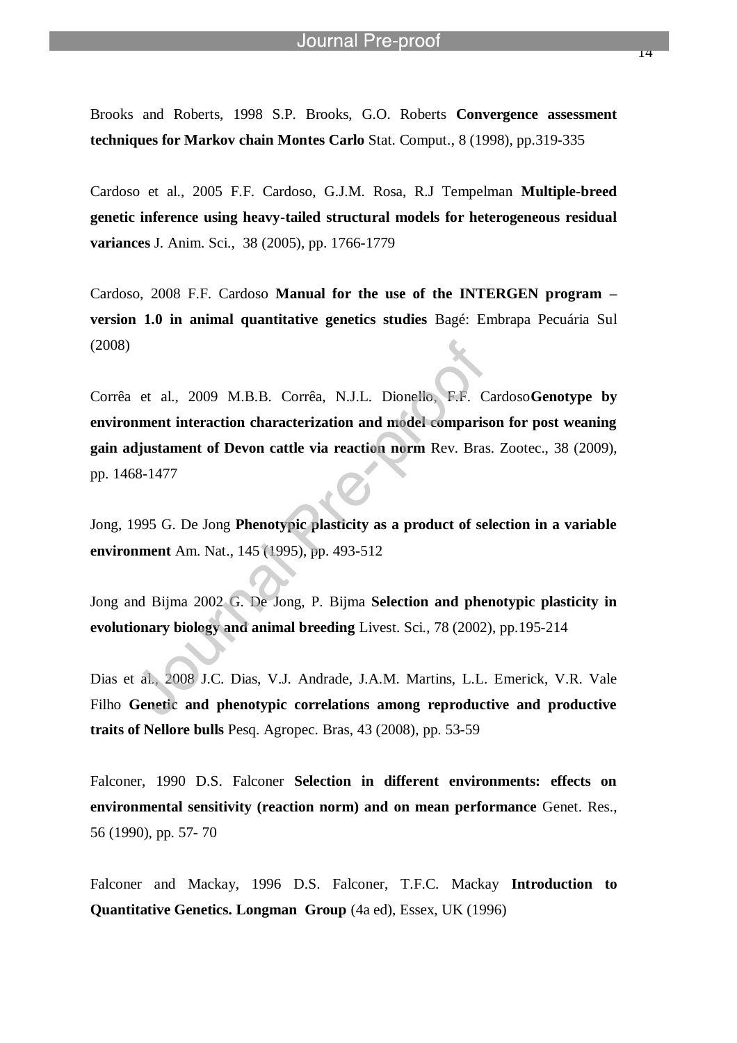Brooks and Roberts, 1998 S.P. Brooks, G.O. Roberts **Convergence assessment techniques for Markov chain Montes Carlo** Stat. Comput., 8 (1998), pp.319-335

Cardoso et al., 2005 F.F. Cardoso, G.J.M. Rosa, R.J Tempelman **Multiple-breed genetic inference using heavy-tailed structural models for heterogeneous residual variances** J. Anim. Sci., 38 (2005), pp. 1766-1779

Cardoso, 2008 F.F. Cardoso **Manual for the use of the INTERGEN program – version 1.0 in animal quantitative genetics studies** Bagé: Embrapa Pecuária Sul (2008)

Corrêa et al., 2009 M.B.B. Corrêa, N.J.L. Dionello, F.F. Cardoso**Genotype by environment interaction characterization and model comparison for post weaning gain adjustament of Devon cattle via reaction norm** Rev. Bras. Zootec., 38 (2009), pp. 1468-1477

Jong, 1995 G. De Jong **Phenotypic plasticity as a product of selection in a variable environment** Am. Nat., 145 (1995), pp. 493-512

Jong and Bijma 2002 G. De Jong, P. Bijma **Selection and phenotypic plasticity in evolutionary biology and animal breeding** Livest. Sci., 78 (2002), pp.195-214

Dias et al., 2008 J.C. Dias, V.J. Andrade, J.A.M. Martins, L.L. Emerick, V.R. Vale Filho **Genetic and phenotypic correlations among reproductive and productive traits of Nellore bulls** Pesq. Agropec. Bras, 43 (2008), pp. 53-59

Falconer, 1990 D.S. Falconer **Selection in different environments: effects on environmental sensitivity (reaction norm) and on mean performance** Genet. Res., 56 (1990), pp. 57- 70

Falconer and Mackay, 1996 D.S. Falconer, T.F.C. Mackay **Introduction to Quantitative Genetics. Longman Group** (4a ed), Essex, UK (1996)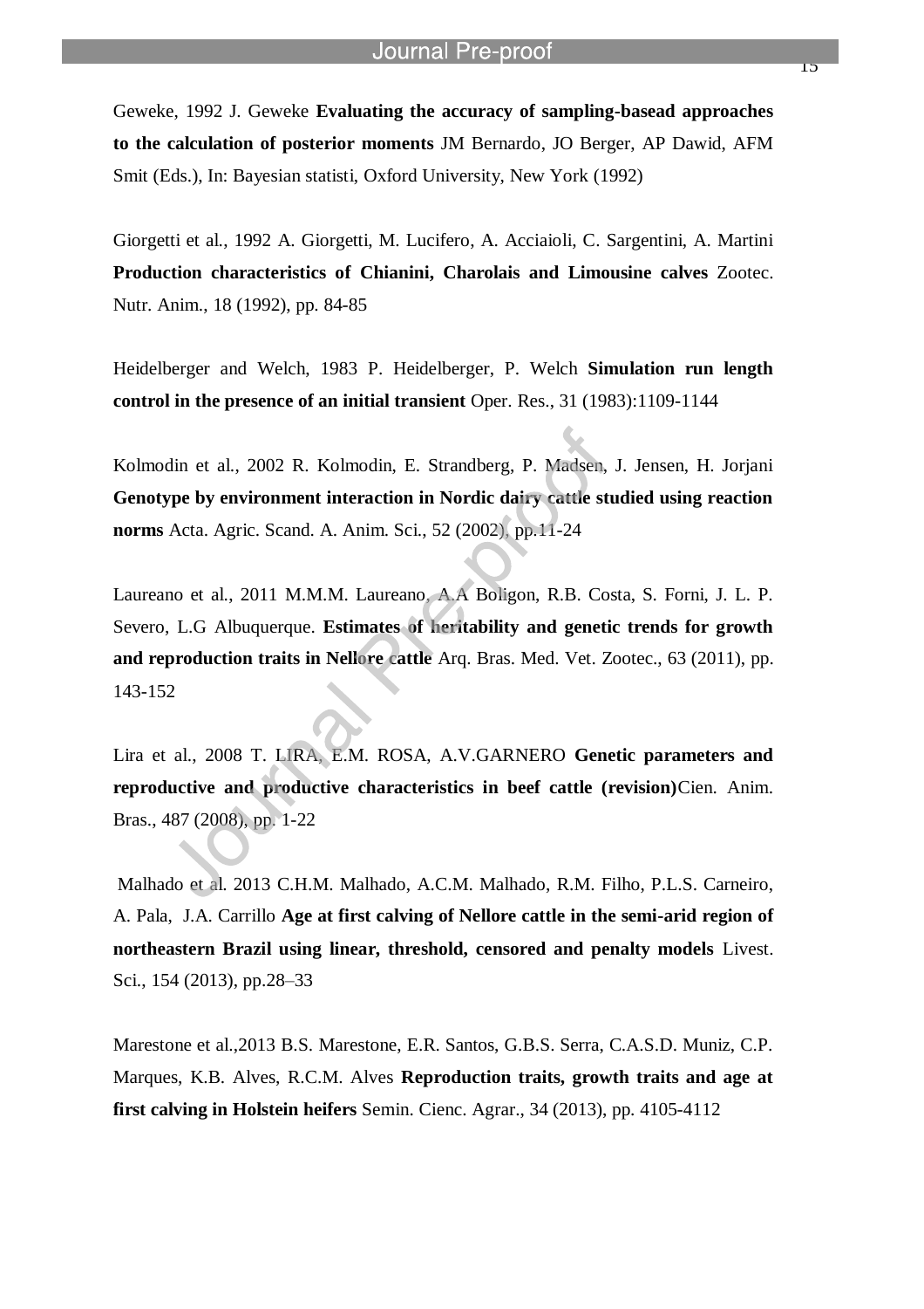Geweke, 1992 J. Geweke **Evaluating the accuracy of sampling-basead approaches to the calculation of posterior moments** JM Bernardo, JO Berger, AP Dawid, AFM Smit (Eds.), In: Bayesian statisti, Oxford University, New York (1992)

Giorgetti et al., 1992 A. Giorgetti, M. Lucifero, A. Acciaioli, C. Sargentini, A. Martini **Production characteristics of Chianini, Charolais and Limousine calves** Zootec. Nutr. Anim., 18 (1992), pp. 84-85

Heidelberger and Welch, 1983 P. Heidelberger, P. Welch **Simulation run length control in the presence of an initial transient** Oper. Res., 31 (1983):1109-1144

Kolmodin et al., 2002 R. Kolmodin, E. Strandberg, P. Madsen, J. Jensen, H. Jorjani **Genotype by environment interaction in Nordic dairy cattle studied using reaction norms** Acta. Agric. Scand. A. Anim. Sci., 52 (2002), pp.11-24

Laureano et al., 2011 M.M.M. Laureano, A.A Boligon, R.B. Costa, S. Forni, J. L. P. Severo, L.G Albuquerque. **Estimates of heritability and genetic trends for growth and reproduction traits in Nellore cattle** Arq. Bras. Med. Vet. Zootec., 63 (2011), pp. 143-152

Lira et al., 2008 T. LIRA, E.M. ROSA, A.V.GARNERO **Genetic parameters and reproductive and productive characteristics in beef cattle (revision)**Cien. Anim. Bras., 487 (2008), pp. 1-22

Malhado et al. 2013 C.H.M. Malhado, A.C.M. Malhado, R.M. Filho, P.L.S. Carneiro, A. Pala, J.A. Carrillo **Age at first calving of Nellore cattle in the semi-arid region of northeastern Brazil using linear, threshold, censored and penalty models** Livest. Sci., 154 (2013), pp.28–33

Marestone et al.,2013 B.S. Marestone, E.R. Santos, G.B.S. Serra, C.A.S.D. Muniz, C.P. Marques, K.B. Alves, R.C.M. Alves **Reproduction traits, growth traits and age at first calving in Holstein heifers** Semin. Cienc. Agrar., 34 (2013), pp. 4105-4112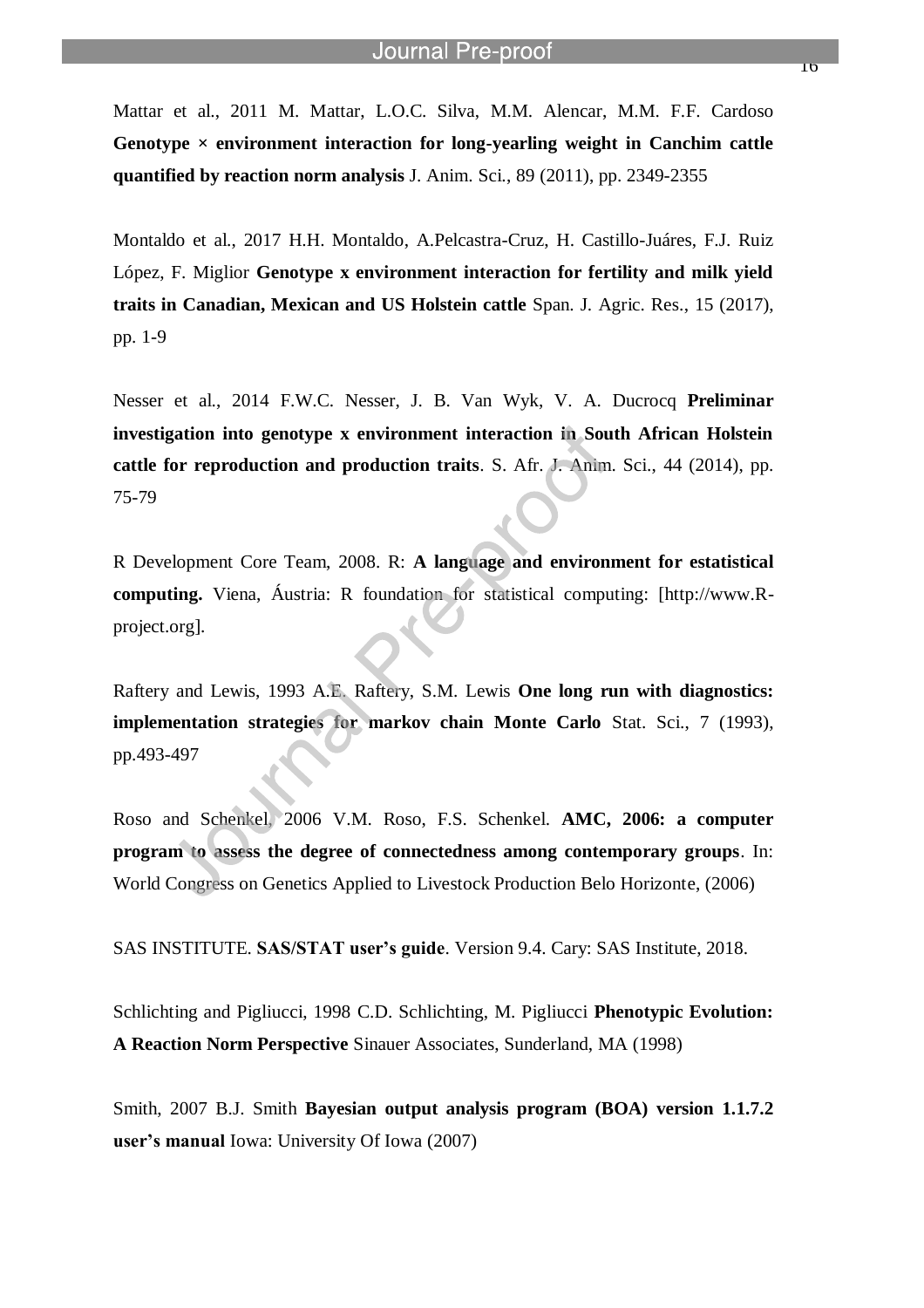Mattar et al., 2011 M. Mattar, L.O.C. Silva, M.M. Alencar, M.M. F.F. Cardoso **Genotype × environment interaction for long-yearling weight in Canchim cattle quantified by reaction norm analysis** J. Anim. Sci., 89 (2011), pp. 2349-2355

Montaldo et al., 2017 H.H. Montaldo, A.Pelcastra-Cruz, H. Castillo-Juáres, F.J. Ruiz López, F. Miglior **Genotype x environment interaction for fertility and milk yield traits in Canadian, Mexican and US Holstein cattle** Span. J. Agric. Res., 15 (2017), pp. 1-9

Nesser et al., 2014 F.W.C. Nesser, J. B. Van Wyk, V. A. Ducrocq **Preliminar investigation into genotype x environment interaction in South African Holstein cattle for reproduction and production traits**. S. Afr. J. Anim. Sci., 44 (2014), pp. 75-79

R Development Core Team, 2008. R: **A language and environment for estatistical computing.** Viena, Áustria: R foundation for statistical computing: [http://www.R-project.org].

Raftery and Lewis, 1993 A.E. Raftery, S.M. Lewis **One long run with diagnostics: implementation strategies for markov chain Monte Carlo** Stat. Sci., 7 (1993), pp.493-497

Roso and Schenkel, 2006 V.M. Roso, F.S. Schenkel. **AMC, 2006: a computer program to assess the degree of connectedness among contemporary groups**. In: World Congress on Genetics Applied to Livestock Production Belo Horizonte, (2006)

SAS INSTITUTE. **SAS/STAT user's guide**. Version 9.4. Cary: SAS Institute, 2018.

Schlichting and Pigliucci, 1998 C.D. Schlichting, M. Pigliucci **Phenotypic Evolution: A Reaction Norm Perspective** Sinauer Associates, Sunderland, MA (1998)

Smith, 2007 B.J. Smith **Bayesian output analysis program (BOA) version 1.1.7.2 user's manual** Iowa: University Of Iowa (2007)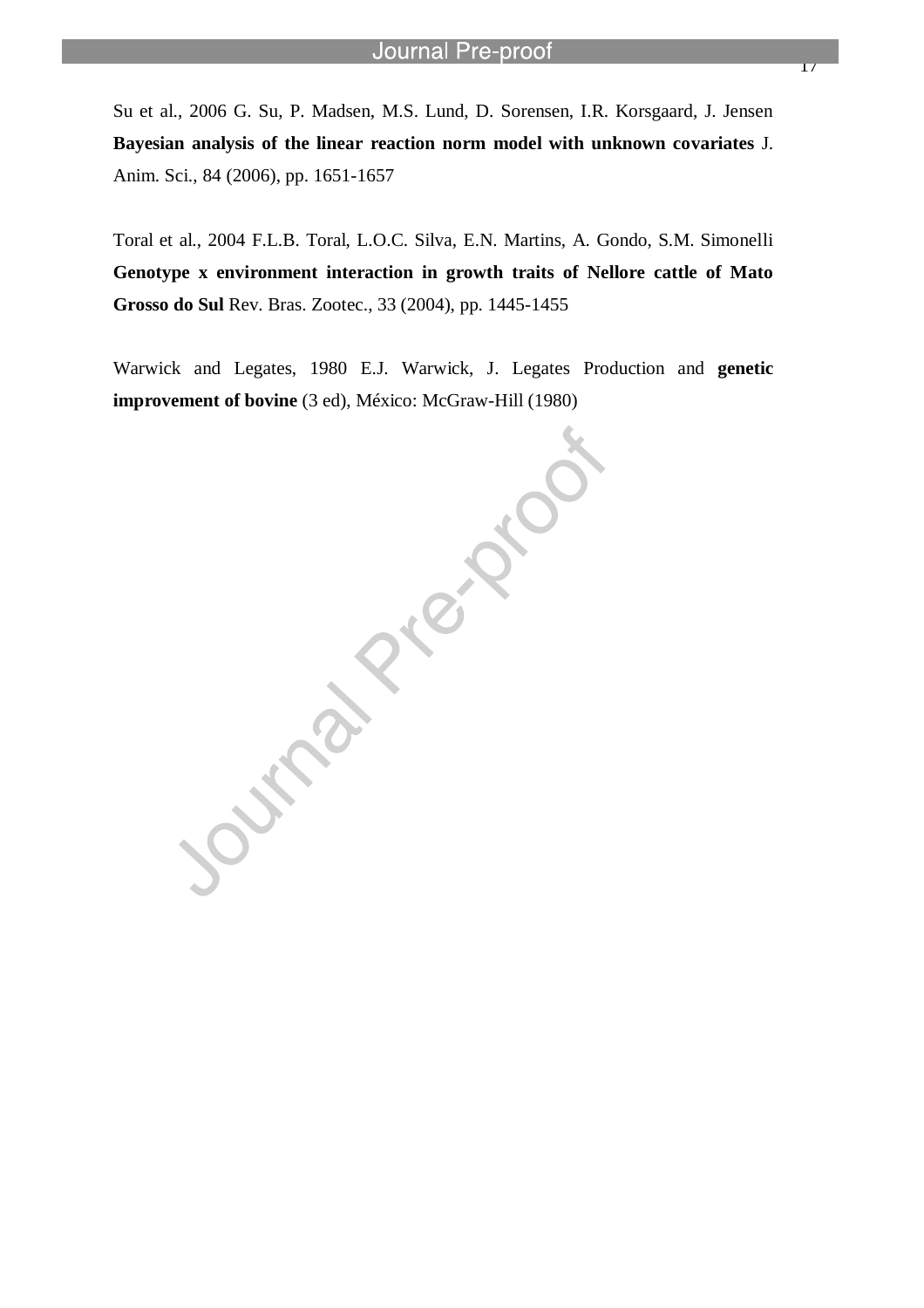Su et al., 2006 G. Su, P. Madsen, M.S. Lund, D. Sorensen, I.R. Korsgaard, J. Jensen **Bayesian analysis of the linear reaction norm model with unknown covariates** J. Anim. Sci., 84 (2006), pp. 1651-1657

Toral et al., 2004 F.L.B. Toral, L.O.C. Silva, E.N. Martins, A. Gondo, S.M. Simonelli **Genotype x environment interaction in growth traits of Nellore cattle of Mato Grosso do Sul** Rev. Bras. Zootec., 33 (2004), pp. 1445-1455

Warwick and Legates, 1980 E.J. Warwick, J. Legates Production and **genetic improvement of bovine** (3 ed), México: McGraw-Hill (1980)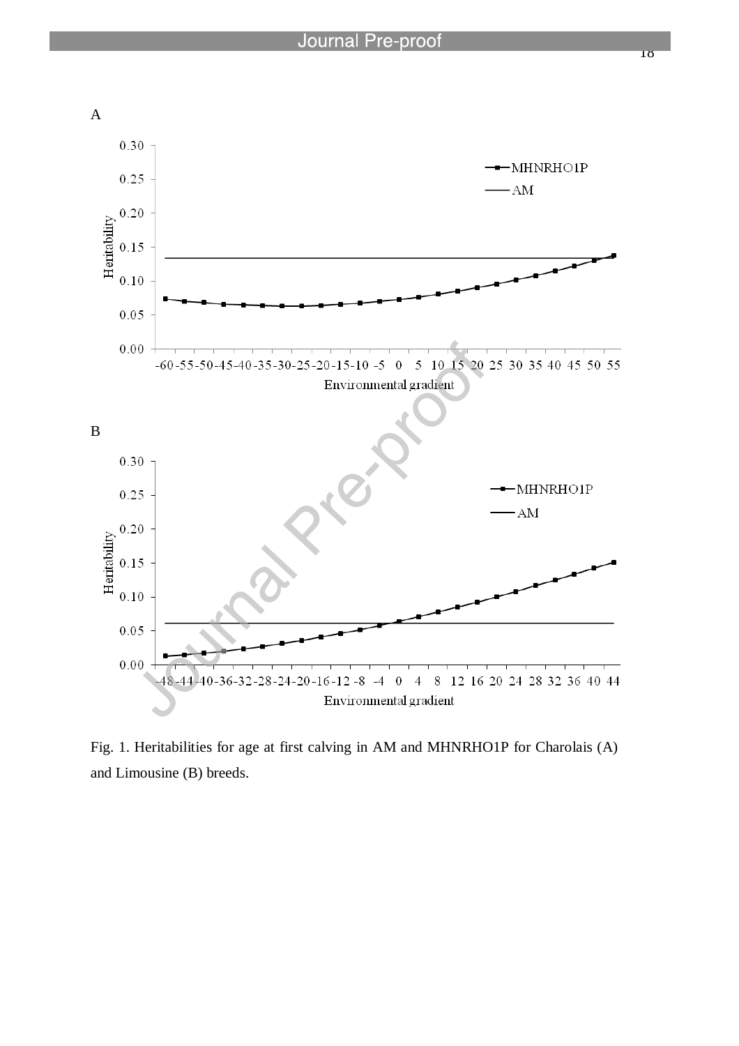Fig. 1. Heritabilities for age at first calving in AM and MHNRHO1P for Charolais (A) and Limousine (B) breeds.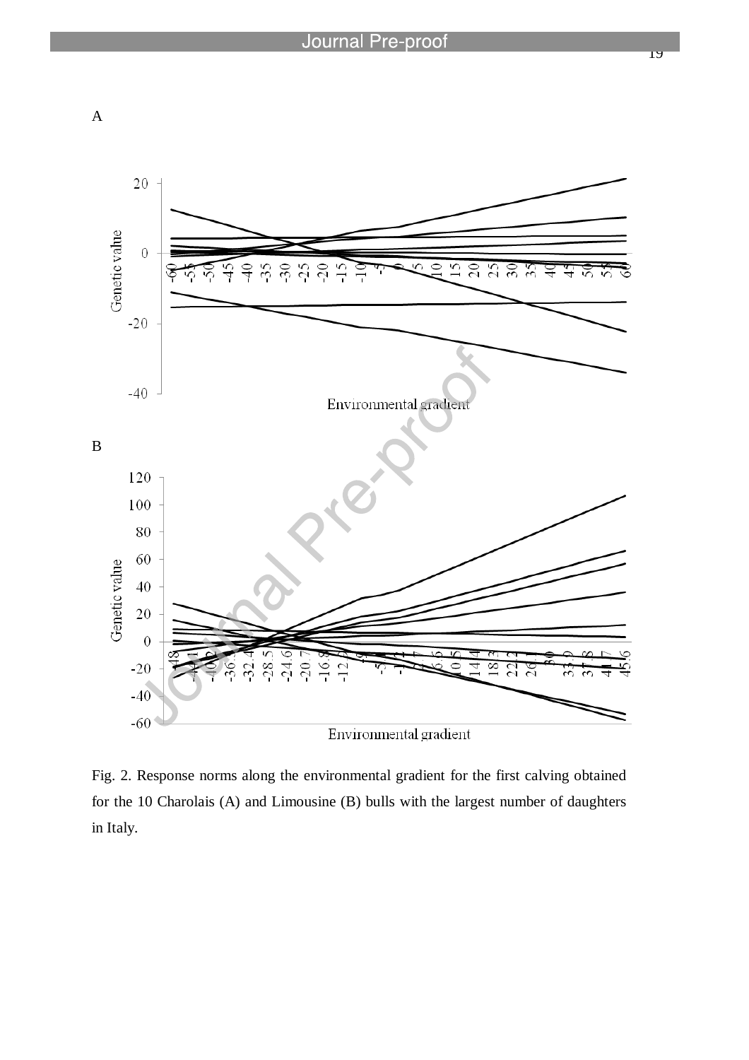Fig. 2. Response norms along the environmental gradient for the first calving obtained for the 10 Charolais (A) and Limousine (B) bulls with the largest number of daughters in Italy.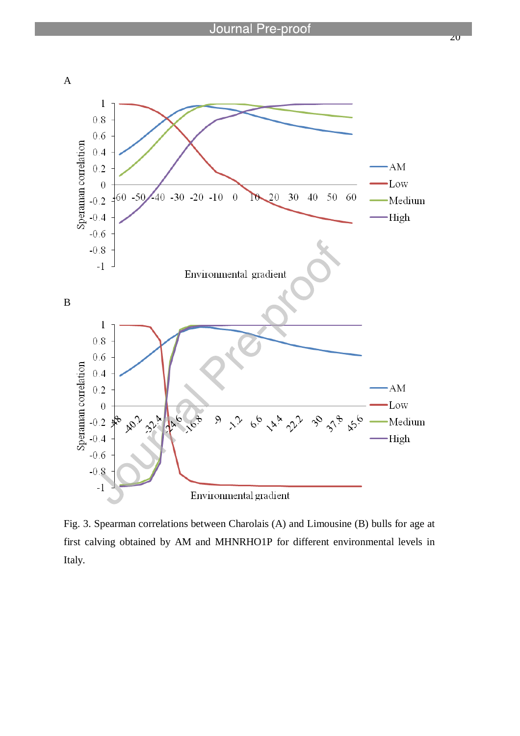Fig. 3. Spearman correlations between Charolais (A) and Limousine (B) bulls for age at first calving obtained by AM and MHNRHO1P for different environmental levels in Italy.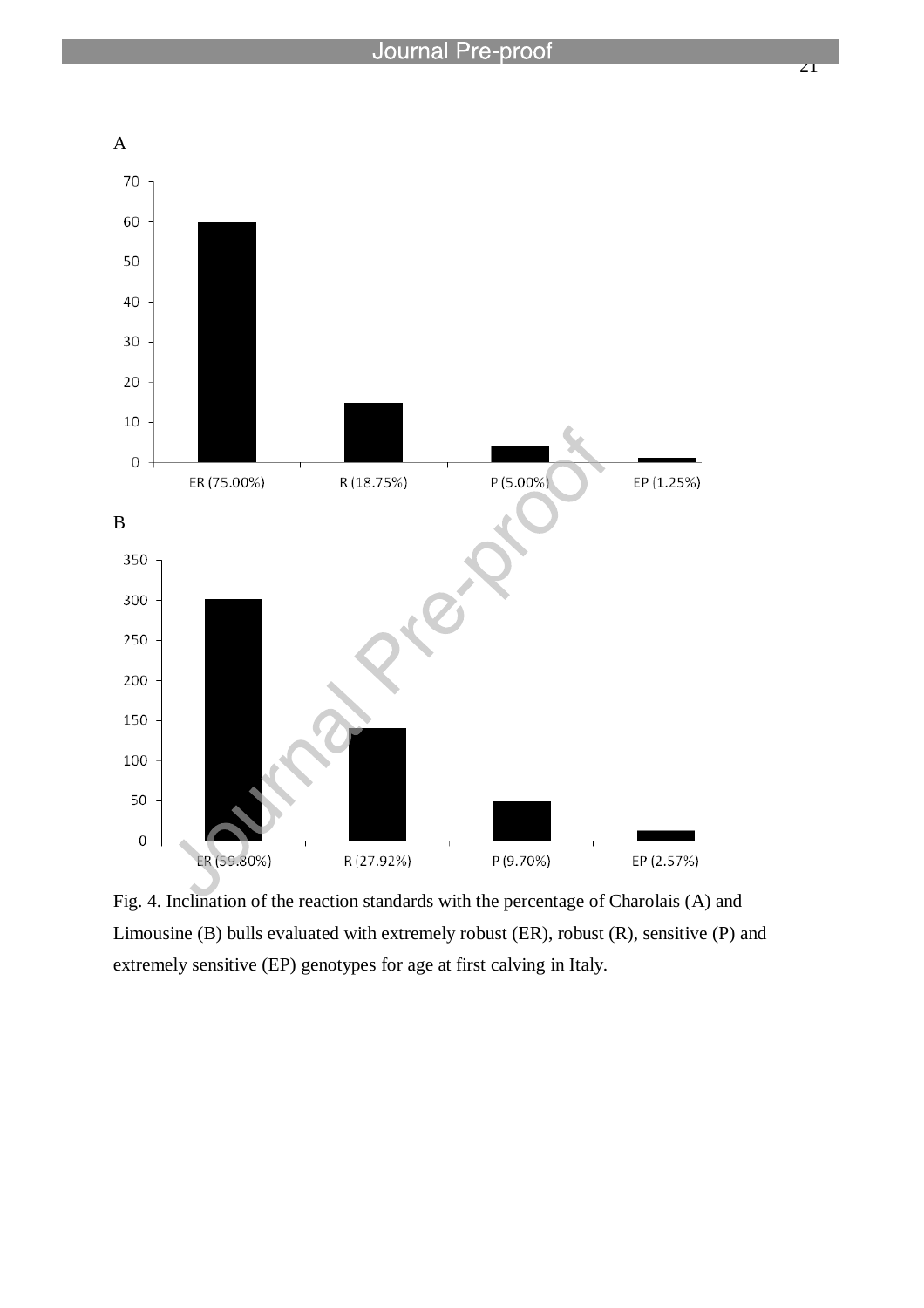A

B

Fig. 4. Inclination of the reaction standards with the percentage of Charolais (A) and Limousine (B) bulls evaluated with extremely robust (ER), robust (R), sensitive (P) and extremely sensitive (EP) genotypes for age at first calving in Italy.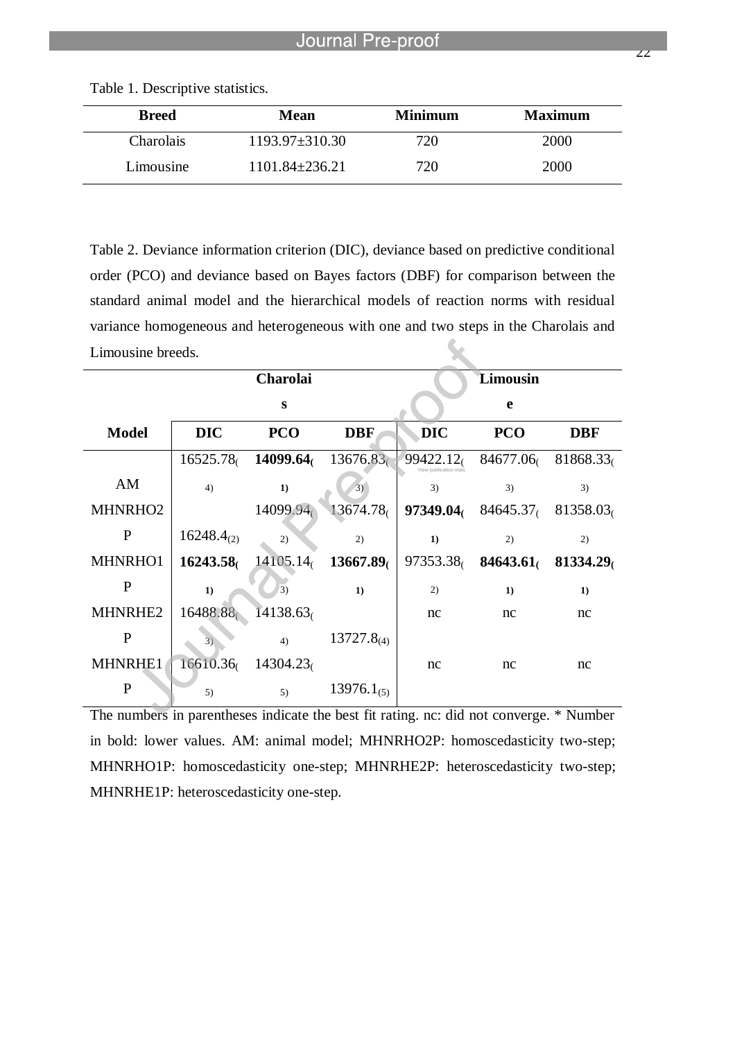Table 1. Descriptive statistics.

| Breed | Mean | Minimum | Maximum |
|---|---|---|---|
| Charolais | 1193.97±310.30 | 720 | 2000 |
| Limousine | 1101.84±236.21 | 720 | 2000 |

Table 2. Deviance information criterion (DIC), deviance based on predictive conditional order (PCO) and deviance based on Bayes factors (DBF) for comparison between the standard animal model and the hierarchical models of reaction norms with residual variance homogeneous and heterogeneous with one and two steps in the Charolais and Limousine breeds.

| | Charolais | | | Limousine | | |
|---|---|---|---|---|---|---|
| **Model** | **DIC** | **PCO** | **DBF** | **DIC** | **PCO** | **DBF** |
| AM | 16525.78(4) | **14099.64(1)** | 13676.83(3) | 99422.12(3) | 84677.06(3) | 81868.33(3) |
| MHNRHO2P | 16248.4(2) | 14099.94(2) | 13674.78(2) | **97349.04(1)** | 84645.37(2) | 81358.03(2) |
| MHNRHO1P | **16243.58(1)** | 14105.14(3) | **13667.89(1)** | 97353.38(2) | **84643.61(1)** | **81334.29(1)** |
| MHNRHE2P | 16488.88(3) | 14138.63(4) | 13727.8(4) | nc | nc | nc |
| MHNRHE1P | 16610.36(5) | 14304.23(5) | 13976.1(5) | nc | nc | nc |

The numbers in parentheses indicate the best fit rating. nc: did not converge. * Number in bold: lower values. AM: animal model; MHNRHO2P: homoscedasticity two-step; MHNRHO1P: homoscedasticity one-step; MHNRHE2P: heteroscedasticity two-step; MHNRHE1P: heteroscedasticity one-step.